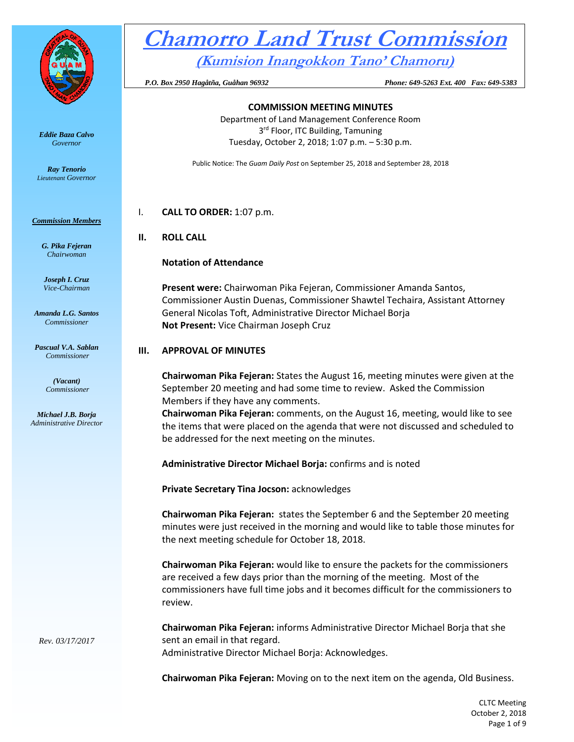# Chamorro Land Trust Commission

## (Kumision Inangokkon Tano' Chamoru)

*P.O. Box 2950 Hagåtña, Guåhan 96932* *Phone: 649-5263 Ext. 400 Fax: 649-5383*

*Eddie Baza Calvo*
*Governor*

*Ray Tenorio*
*Lieutenant Governor*

***Commission Members***

*G. Pika Fejeran*
*Chairwoman*

*Joseph I. Cruz*
*Vice-Chairman*

*Amanda L.G. Santos*
*Commissioner*

*Pascual V.A. Sablan*
*Commissioner*

*(Vacant)*
*Commissioner*

*Michael J.B. Borja*
*Administrative Director*

*Rev. 03/17/2017*

**COMMISSION MEETING MINUTES**

Department of Land Management Conference Room
3rd Floor, ITC Building, Tamuning
Tuesday, October 2, 2018; 1:07 p.m. – 5:30 p.m.

Public Notice: The *Guam Daily Post* on September 25, 2018 and September 28, 2018

I. **CALL TO ORDER:** 1:07 p.m.

II. **ROLL CALL**

**Notation of Attendance**

**Present were:** Chairwoman Pika Fejeran, Commissioner Amanda Santos, Commissioner Austin Duenas, Commissioner Shawtel Techaira, Assistant Attorney General Nicolas Toft, Administrative Director Michael Borja
**Not Present:** Vice Chairman Joseph Cruz

III. **APPROVAL OF MINUTES**

**Chairwoman Pika Fejeran:** States the August 16, meeting minutes were given at the September 20 meeting and had some time to review. Asked the Commission Members if they have any comments.
**Chairwoman Pika Fejeran:** comments, on the August 16, meeting, would like to see the items that were placed on the agenda that were not discussed and scheduled to be addressed for the next meeting on the minutes.

**Administrative Director Michael Borja:** confirms and is noted

**Private Secretary Tina Jocson:** acknowledges

**Chairwoman Pika Fejeran:** states the September 6 and the September 20 meeting minutes were just received in the morning and would like to table those minutes for the next meeting schedule for October 18, 2018.

**Chairwoman Pika Fejeran:** would like to ensure the packets for the commissioners are received a few days prior than the morning of the meeting. Most of the commissioners have full time jobs and it becomes difficult for the commissioners to review.

**Chairwoman Pika Fejeran:** informs Administrative Director Michael Borja that she sent an email in that regard.
Administrative Director Michael Borja: Acknowledges.

**Chairwoman Pika Fejeran:** Moving on to the next item on the agenda, Old Business.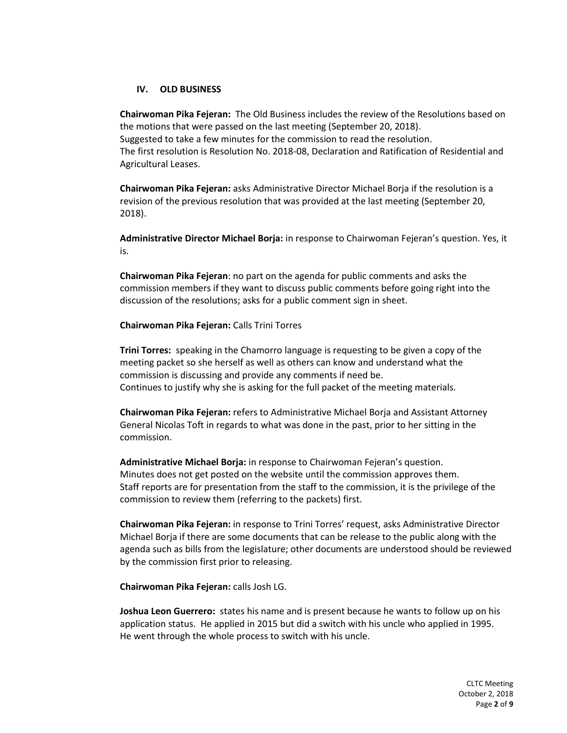## IV. OLD BUSINESS

**Chairwoman Pika Fejeran:** The Old Business includes the review of the Resolutions based on the motions that were passed on the last meeting (September 20, 2018).
Suggested to take a few minutes for the commission to read the resolution.
The first resolution is Resolution No. 2018-08, Declaration and Ratification of Residential and Agricultural Leases.

**Chairwoman Pika Fejeran:** asks Administrative Director Michael Borja if the resolution is a revision of the previous resolution that was provided at the last meeting (September 20, 2018).

**Administrative Director Michael Borja:** in response to Chairwoman Fejeran's question. Yes, it is.

**Chairwoman Pika Fejeran**: no part on the agenda for public comments and asks the commission members if they want to discuss public comments before going right into the discussion of the resolutions; asks for a public comment sign in sheet.

**Chairwoman Pika Fejeran:** Calls Trini Torres

**Trini Torres:** speaking in the Chamorro language is requesting to be given a copy of the meeting packet so she herself as well as others can know and understand what the commission is discussing and provide any comments if need be.
Continues to justify why she is asking for the full packet of the meeting materials.

**Chairwoman Pika Fejeran:** refers to Administrative Michael Borja and Assistant Attorney General Nicolas Toft in regards to what was done in the past, prior to her sitting in the commission.

**Administrative Michael Borja:** in response to Chairwoman Fejeran's question.
Minutes does not get posted on the website until the commission approves them.
Staff reports are for presentation from the staff to the commission, it is the privilege of the commission to review them (referring to the packets) first.

**Chairwoman Pika Fejeran:** in response to Trini Torres' request, asks Administrative Director Michael Borja if there are some documents that can be release to the public along with the agenda such as bills from the legislature; other documents are understood should be reviewed by the commission first prior to releasing.

**Chairwoman Pika Fejeran:** calls Josh LG.

**Joshua Leon Guerrero:** states his name and is present because he wants to follow up on his application status. He applied in 2015 but did a switch with his uncle who applied in 1995. He went through the whole process to switch with his uncle.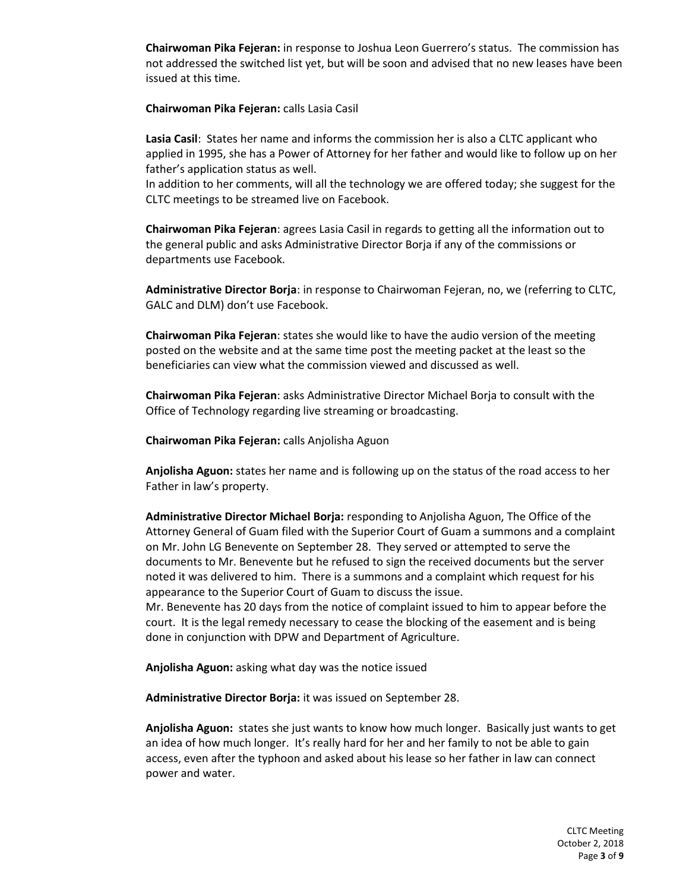**Chairwoman Pika Fejeran:** in response to Joshua Leon Guerrero's status. The commission has not addressed the switched list yet, but will be soon and advised that no new leases have been issued at this time.

**Chairwoman Pika Fejeran:** calls Lasia Casil

**Lasia Casil**: States her name and informs the commission her is also a CLTC applicant who applied in 1995, she has a Power of Attorney for her father and would like to follow up on her father's application status as well.
In addition to her comments, will all the technology we are offered today; she suggest for the CLTC meetings to be streamed live on Facebook.

**Chairwoman Pika Fejeran**: agrees Lasia Casil in regards to getting all the information out to the general public and asks Administrative Director Borja if any of the commissions or departments use Facebook.

**Administrative Director Borja**: in response to Chairwoman Fejeran, no, we (referring to CLTC, GALC and DLM) don't use Facebook.

**Chairwoman Pika Fejeran**: states she would like to have the audio version of the meeting posted on the website and at the same time post the meeting packet at the least so the beneficiaries can view what the commission viewed and discussed as well.

**Chairwoman Pika Fejeran**: asks Administrative Director Michael Borja to consult with the Office of Technology regarding live streaming or broadcasting.

**Chairwoman Pika Fejeran:** calls Anjolisha Aguon

**Anjolisha Aguon:** states her name and is following up on the status of the road access to her Father in law's property.

**Administrative Director Michael Borja:** responding to Anjolisha Aguon, The Office of the Attorney General of Guam filed with the Superior Court of Guam a summons and a complaint on Mr. John LG Benevente on September 28. They served or attempted to serve the documents to Mr. Benevente but he refused to sign the received documents but the server noted it was delivered to him. There is a summons and a complaint which request for his appearance to the Superior Court of Guam to discuss the issue.
Mr. Benevente has 20 days from the notice of complaint issued to him to appear before the court. It is the legal remedy necessary to cease the blocking of the easement and is being done in conjunction with DPW and Department of Agriculture.

**Anjolisha Aguon:** asking what day was the notice issued

**Administrative Director Borja:** it was issued on September 28.

**Anjolisha Aguon:** states she just wants to know how much longer. Basically just wants to get an idea of how much longer. It's really hard for her and her family to not be able to gain access, even after the typhoon and asked about his lease so her father in law can connect power and water.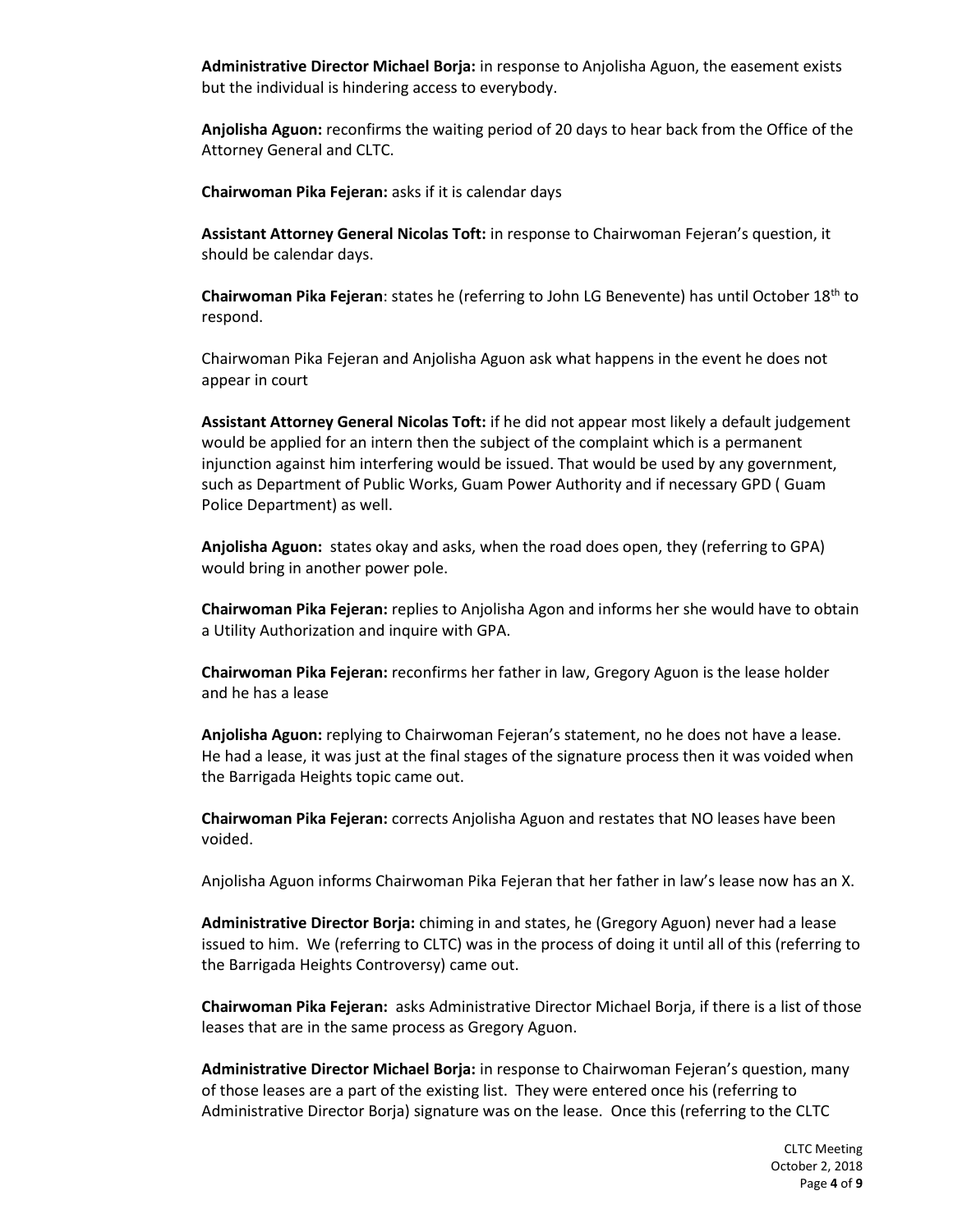**Administrative Director Michael Borja:** in response to Anjolisha Aguon, the easement exists but the individual is hindering access to everybody.

**Anjolisha Aguon:** reconfirms the waiting period of 20 days to hear back from the Office of the Attorney General and CLTC.

**Chairwoman Pika Fejeran:** asks if it is calendar days

**Assistant Attorney General Nicolas Toft:** in response to Chairwoman Fejeran's question, it should be calendar days.

**Chairwoman Pika Fejeran**: states he (referring to John LG Benevente) has until October 18th to respond.

Chairwoman Pika Fejeran and Anjolisha Aguon ask what happens in the event he does not appear in court

**Assistant Attorney General Nicolas Toft:** if he did not appear most likely a default judgement would be applied for an intern then the subject of the complaint which is a permanent injunction against him interfering would be issued. That would be used by any government, such as Department of Public Works, Guam Power Authority and if necessary GPD ( Guam Police Department) as well.

**Anjolisha Aguon:** states okay and asks, when the road does open, they (referring to GPA) would bring in another power pole.

**Chairwoman Pika Fejeran:** replies to Anjolisha Agon and informs her she would have to obtain a Utility Authorization and inquire with GPA.

**Chairwoman Pika Fejeran:** reconfirms her father in law, Gregory Aguon is the lease holder and he has a lease

**Anjolisha Aguon:** replying to Chairwoman Fejeran's statement, no he does not have a lease. He had a lease, it was just at the final stages of the signature process then it was voided when the Barrigada Heights topic came out.

**Chairwoman Pika Fejeran:** corrects Anjolisha Aguon and restates that NO leases have been voided.

Anjolisha Aguon informs Chairwoman Pika Fejeran that her father in law's lease now has an X.

**Administrative Director Borja:** chiming in and states, he (Gregory Aguon) never had a lease issued to him. We (referring to CLTC) was in the process of doing it until all of this (referring to the Barrigada Heights Controversy) came out.

**Chairwoman Pika Fejeran:** asks Administrative Director Michael Borja, if there is a list of those leases that are in the same process as Gregory Aguon.

**Administrative Director Michael Borja:** in response to Chairwoman Fejeran's question, many of those leases are a part of the existing list. They were entered once his (referring to Administrative Director Borja) signature was on the lease. Once this (referring to the CLTC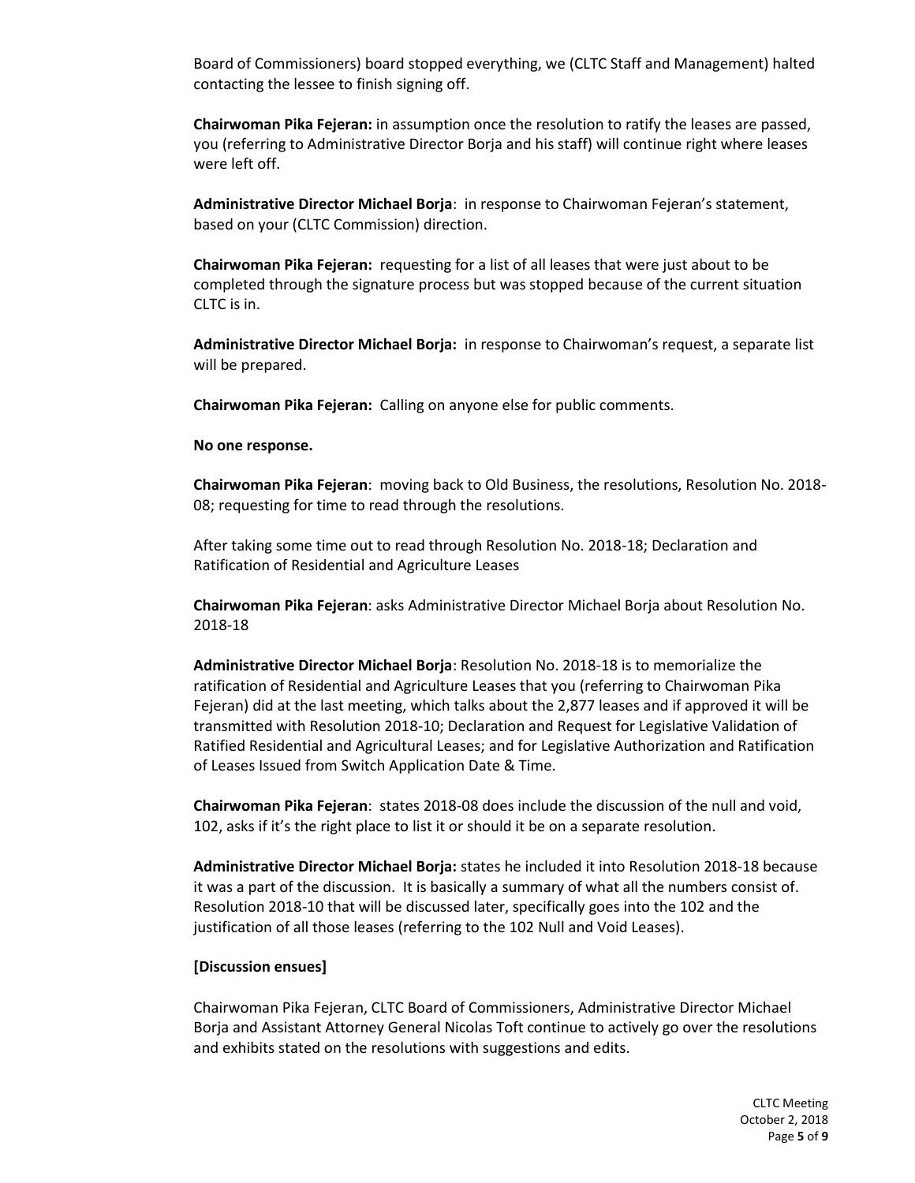Board of Commissioners) board stopped everything, we (CLTC Staff and Management) halted contacting the lessee to finish signing off.

**Chairwoman Pika Fejeran:** in assumption once the resolution to ratify the leases are passed, you (referring to Administrative Director Borja and his staff) will continue right where leases were left off.

**Administrative Director Michael Borja**: in response to Chairwoman Fejeran's statement, based on your (CLTC Commission) direction.

**Chairwoman Pika Fejeran:** requesting for a list of all leases that were just about to be completed through the signature process but was stopped because of the current situation CLTC is in.

**Administrative Director Michael Borja:** in response to Chairwoman's request, a separate list will be prepared.

**Chairwoman Pika Fejeran:** Calling on anyone else for public comments.

**No one response.**

**Chairwoman Pika Fejeran**: moving back to Old Business, the resolutions, Resolution No. 2018-08; requesting for time to read through the resolutions.

After taking some time out to read through Resolution No. 2018-18; Declaration and Ratification of Residential and Agriculture Leases

**Chairwoman Pika Fejeran**: asks Administrative Director Michael Borja about Resolution No. 2018-18

**Administrative Director Michael Borja**: Resolution No. 2018-18 is to memorialize the ratification of Residential and Agriculture Leases that you (referring to Chairwoman Pika Fejeran) did at the last meeting, which talks about the 2,877 leases and if approved it will be transmitted with Resolution 2018-10; Declaration and Request for Legislative Validation of Ratified Residential and Agricultural Leases; and for Legislative Authorization and Ratification of Leases Issued from Switch Application Date & Time.

**Chairwoman Pika Fejeran**: states 2018-08 does include the discussion of the null and void, 102, asks if it's the right place to list it or should it be on a separate resolution.

**Administrative Director Michael Borja:** states he included it into Resolution 2018-18 because it was a part of the discussion. It is basically a summary of what all the numbers consist of. Resolution 2018-10 that will be discussed later, specifically goes into the 102 and the justification of all those leases (referring to the 102 Null and Void Leases).

**[Discussion ensues]**

Chairwoman Pika Fejeran, CLTC Board of Commissioners, Administrative Director Michael Borja and Assistant Attorney General Nicolas Toft continue to actively go over the resolutions and exhibits stated on the resolutions with suggestions and edits.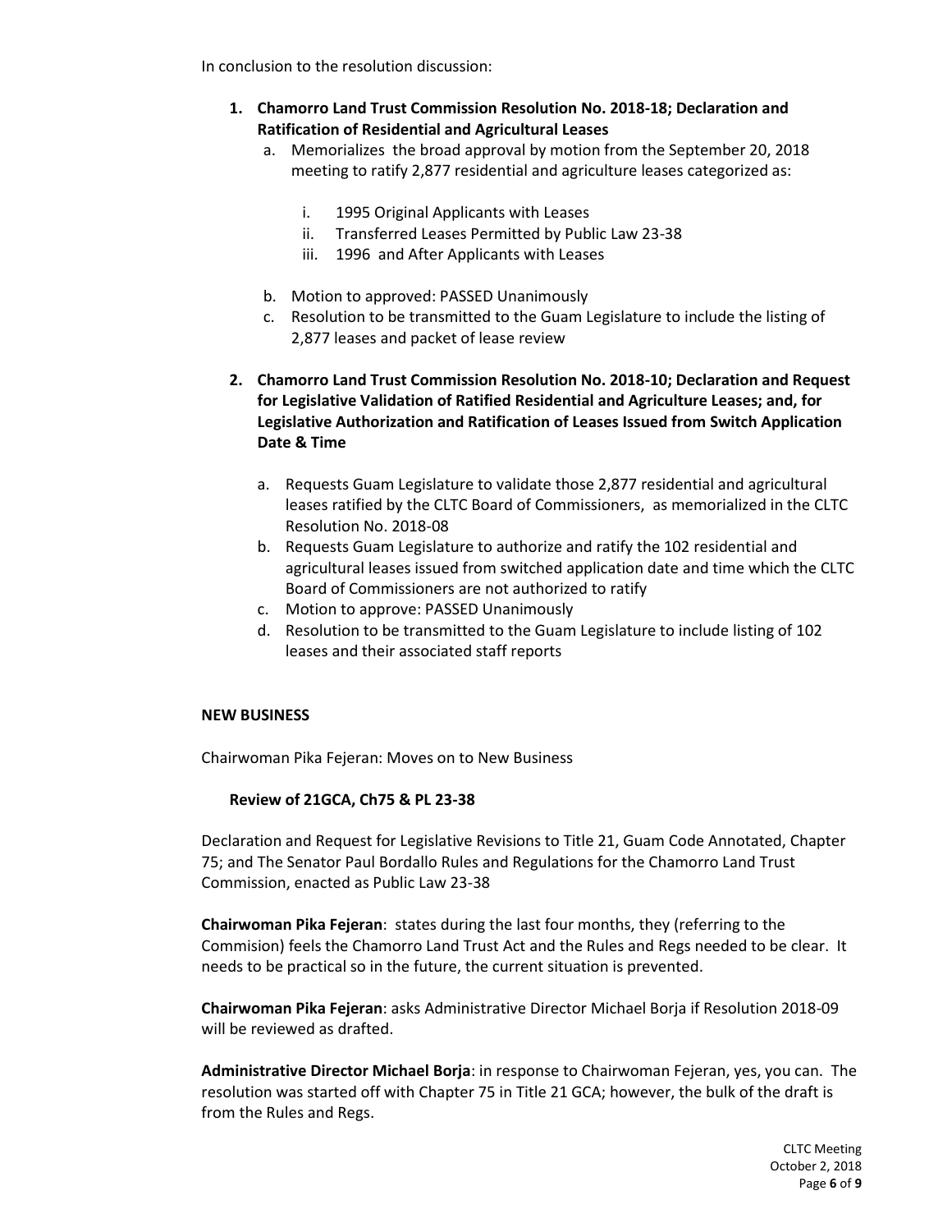In conclusion to the resolution discussion:

1. **Chamorro Land Trust Commission Resolution No. 2018-18; Declaration and Ratification of Residential and Agricultural Leases**
   a. Memorializes the broad approval by motion from the September 20, 2018 meeting to ratify 2,877 residential and agriculture leases categorized as:

      i. 1995 Original Applicants with Leases
      ii. Transferred Leases Permitted by Public Law 23-38
      iii. 1996 and After Applicants with Leases

   b. Motion to approved: PASSED Unanimously
   c. Resolution to be transmitted to the Guam Legislature to include the listing of 2,877 leases and packet of lease review

2. **Chamorro Land Trust Commission Resolution No. 2018-10; Declaration and Request for Legislative Validation of Ratified Residential and Agriculture Leases; and, for Legislative Authorization and Ratification of Leases Issued from Switch Application Date & Time**

   a. Requests Guam Legislature to validate those 2,877 residential and agricultural leases ratified by the CLTC Board of Commissioners, as memorialized in the CLTC Resolution No. 2018-08
   b. Requests Guam Legislature to authorize and ratify the 102 residential and agricultural leases issued from switched application date and time which the CLTC Board of Commissioners are not authorized to ratify
   c. Motion to approve: PASSED Unanimously
   d. Resolution to be transmitted to the Guam Legislature to include listing of 102 leases and their associated staff reports

**NEW BUSINESS**

Chairwoman Pika Fejeran: Moves on to New Business

**Review of 21GCA, Ch75 & PL 23-38**

Declaration and Request for Legislative Revisions to Title 21, Guam Code Annotated, Chapter 75; and The Senator Paul Bordallo Rules and Regulations for the Chamorro Land Trust Commission, enacted as Public Law 23-38

**Chairwoman Pika Fejeran**: states during the last four months, they (referring to the Commision) feels the Chamorro Land Trust Act and the Rules and Regs needed to be clear. It needs to be practical so in the future, the current situation is prevented.

**Chairwoman Pika Fejeran**: asks Administrative Director Michael Borja if Resolution 2018-09 will be reviewed as drafted.

**Administrative Director Michael Borja**: in response to Chairwoman Fejeran, yes, you can. The resolution was started off with Chapter 75 in Title 21 GCA; however, the bulk of the draft is from the Rules and Regs.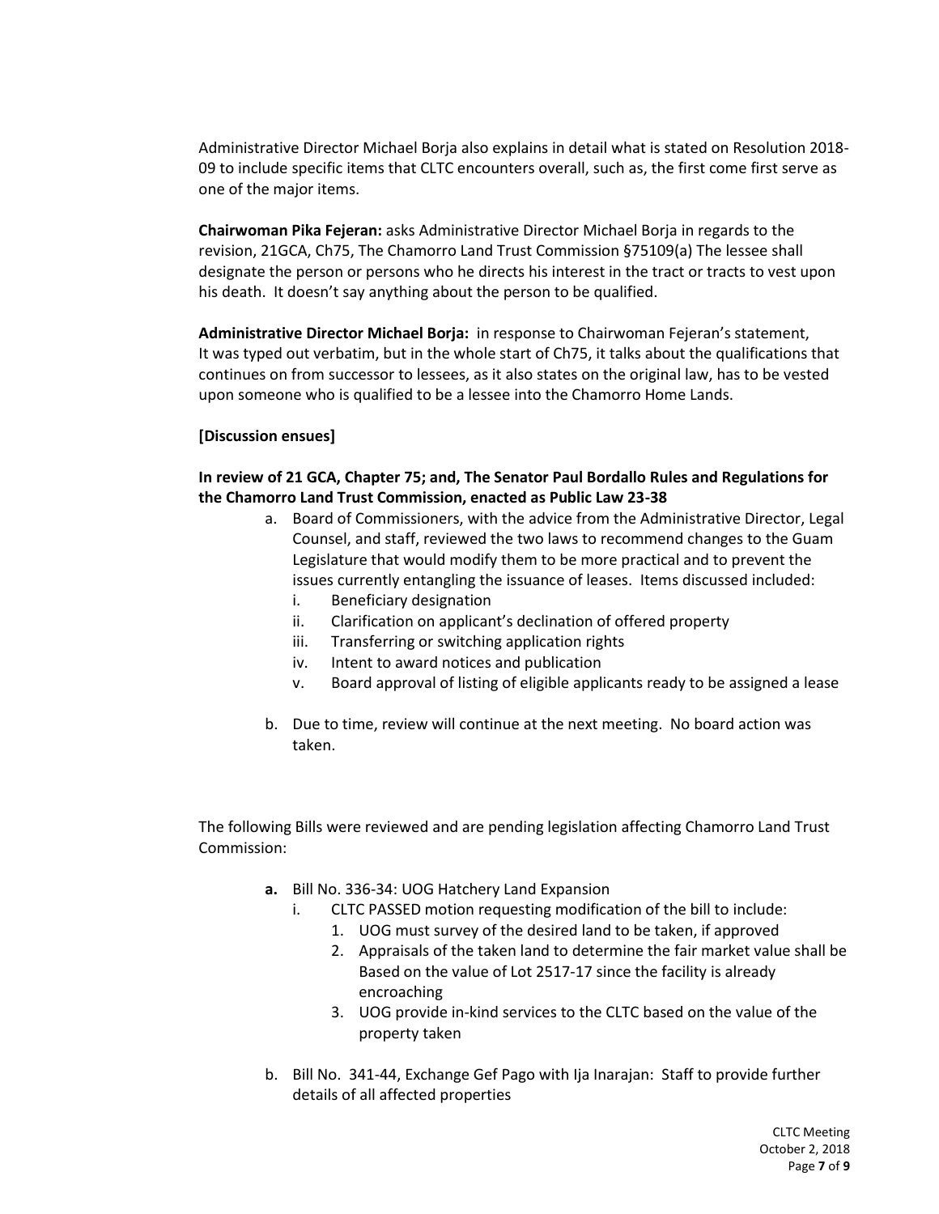Administrative Director Michael Borja also explains in detail what is stated on Resolution 2018-09 to include specific items that CLTC encounters overall, such as, the first come first serve as one of the major items.

**Chairwoman Pika Fejeran:** asks Administrative Director Michael Borja in regards to the revision, 21GCA, Ch75, The Chamorro Land Trust Commission §75109(a) The lessee shall designate the person or persons who he directs his interest in the tract or tracts to vest upon his death. It doesn't say anything about the person to be qualified.

**Administrative Director Michael Borja:** in response to Chairwoman Fejeran's statement, It was typed out verbatim, but in the whole start of Ch75, it talks about the qualifications that continues on from successor to lessees, as it also states on the original law, has to be vested upon someone who is qualified to be a lessee into the Chamorro Home Lands.

**[Discussion ensues]**

**In review of 21 GCA, Chapter 75; and, The Senator Paul Bordallo Rules and Regulations for the Chamorro Land Trust Commission, enacted as Public Law 23-38**

a. Board of Commissioners, with the advice from the Administrative Director, Legal Counsel, and staff, reviewed the two laws to recommend changes to the Guam Legislature that would modify them to be more practical and to prevent the issues currently entangling the issuance of leases. Items discussed included:
    i. Beneficiary designation
    ii. Clarification on applicant's declination of offered property
    iii. Transferring or switching application rights
    iv. Intent to award notices and publication
    v. Board approval of listing of eligible applicants ready to be assigned a lease

b. Due to time, review will continue at the next meeting. No board action was taken.

The following Bills were reviewed and are pending legislation affecting Chamorro Land Trust Commission:

**a.** Bill No. 336-34: UOG Hatchery Land Expansion
    i. CLTC PASSED motion requesting modification of the bill to include:
        1. UOG must survey of the desired land to be taken, if approved
        2. Appraisals of the taken land to determine the fair market value shall be Based on the value of Lot 2517-17 since the facility is already encroaching
        3. UOG provide in-kind services to the CLTC based on the value of the property taken

b. Bill No. 341-44, Exchange Gef Pago with Ija Inarajan: Staff to provide further details of all affected properties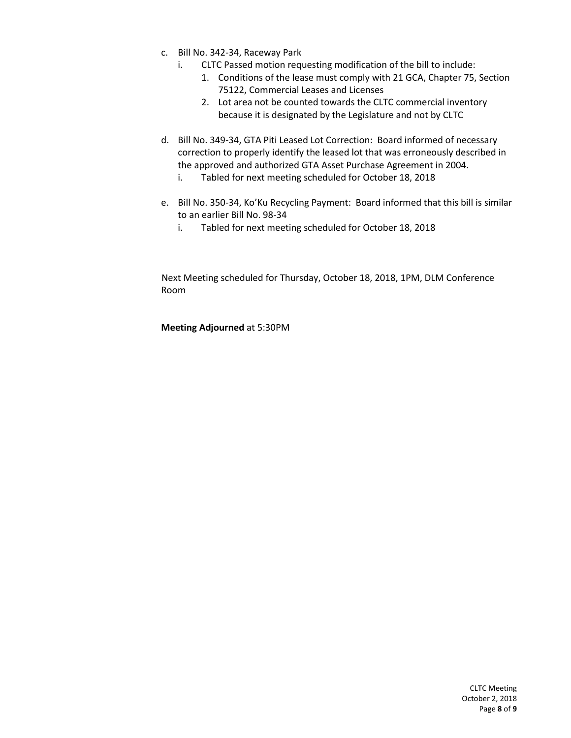c. Bill No. 342-34, Raceway Park
   i. CLTC Passed motion requesting modification of the bill to include:
      1. Conditions of the lease must comply with 21 GCA, Chapter 75, Section 75122, Commercial Leases and Licenses
      2. Lot area not be counted towards the CLTC commercial inventory because it is designated by the Legislature and not by CLTC

d. Bill No. 349-34, GTA Piti Leased Lot Correction: Board informed of necessary correction to properly identify the leased lot that was erroneously described in the approved and authorized GTA Asset Purchase Agreement in 2004.
   i. Tabled for next meeting scheduled for October 18, 2018

e. Bill No. 350-34, Ko'Ku Recycling Payment: Board informed that this bill is similar to an earlier Bill No. 98-34
   i. Tabled for next meeting scheduled for October 18, 2018

Next Meeting scheduled for Thursday, October 18, 2018, 1PM, DLM Conference Room

**Meeting Adjourned** at 5:30PM